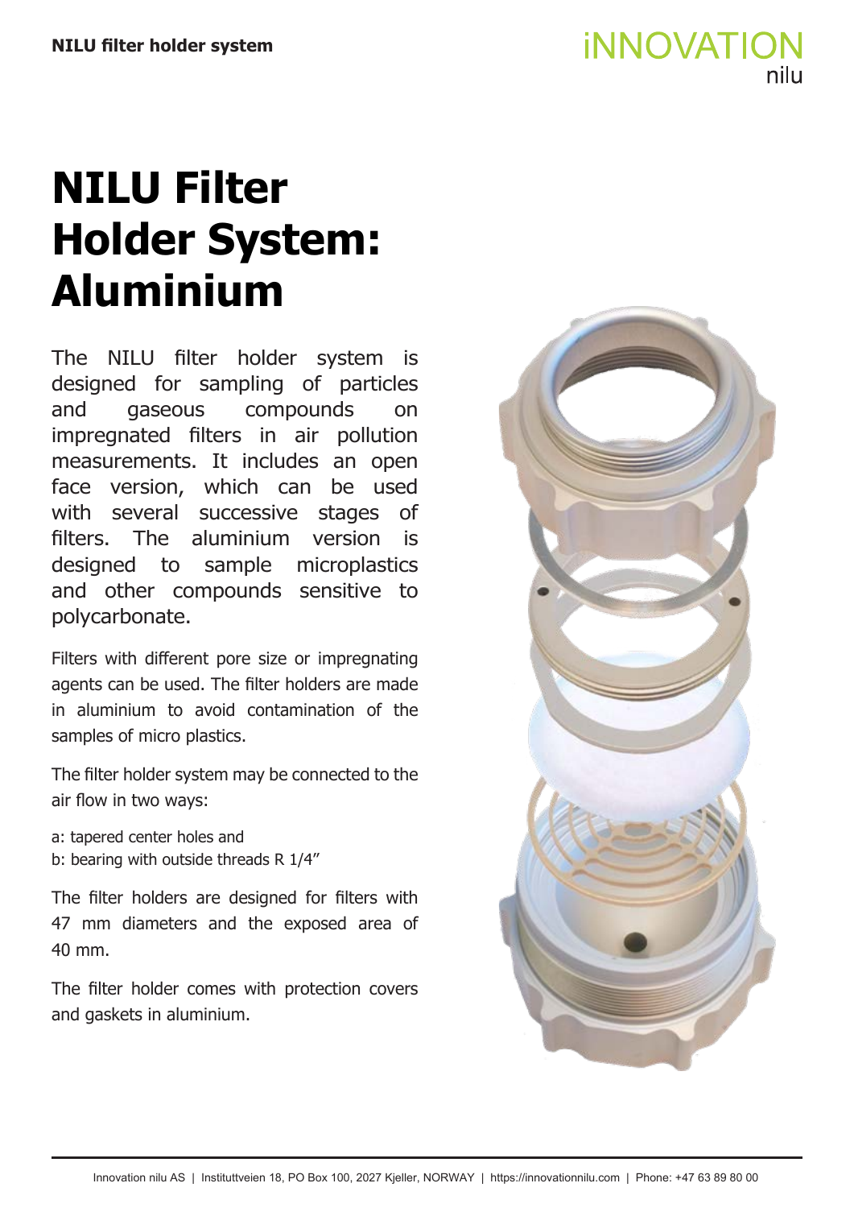# NILU Filter Holder System: Aluminium

The NILU filter holder system is designed for sampling of particles and gaseous compounds on impregnated filters in air pollution measurements. It includes an open face version, which can be used with several successive stages of filters. The aluminium version is designed to sample microplastics and other compounds sensitive to polycarbonate.

Filters with different pore size or impregnating agents can be used. The filter holders are made in aluminium to avoid contamination of the samples of micro plastics.

The filter holder system may be connected to the air flow in two ways:

a: tapered center holes and
b: bearing with outside threads R 1/4″

The filter holders are designed for filters with 47 mm diameters and the exposed area of 40 mm.

The filter holder comes with protection covers and gaskets in aluminium.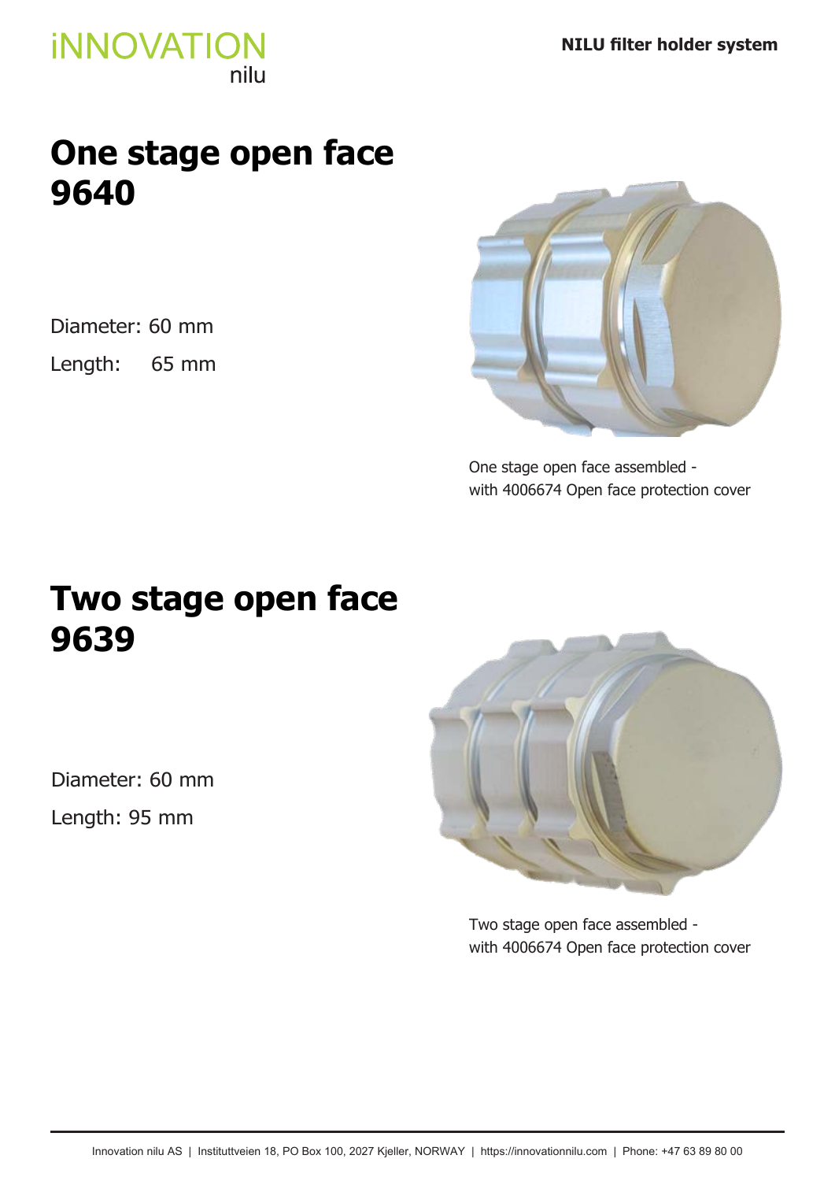# One stage open face 9640

Diameter: 60 mm

Length: 65 mm

One stage open face assembled - with 4006674 Open face protection cover

# Two stage open face 9639

Diameter: 60 mm

Length: 95 mm

Two stage open face assembled - with 4006674 Open face protection cover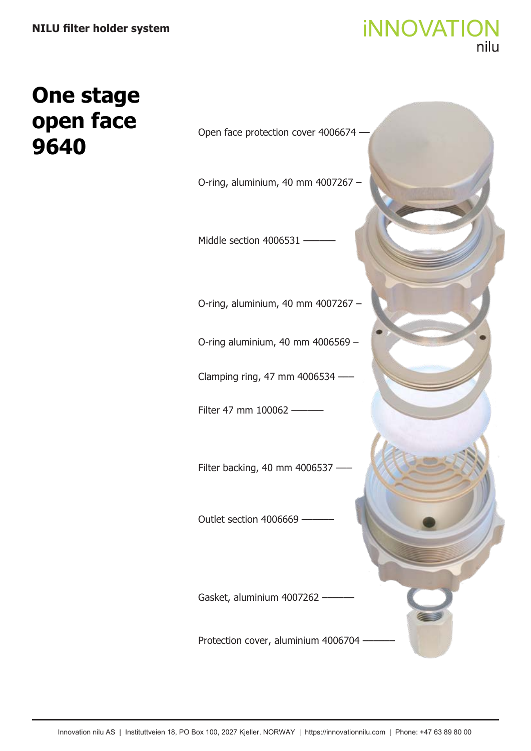# One stage open face 9640

Open face protection cover 4006674

O-ring, aluminium, 40 mm 4007267

Middle section 4006531

O-ring, aluminium, 40 mm 4007267

O-ring aluminium, 40 mm 4006569

Clamping ring, 47 mm 4006534

Filter 47 mm 100062

Filter backing, 40 mm 4006537

Outlet section 4006669

Gasket, aluminium 4007262

Protection cover, aluminium 4006704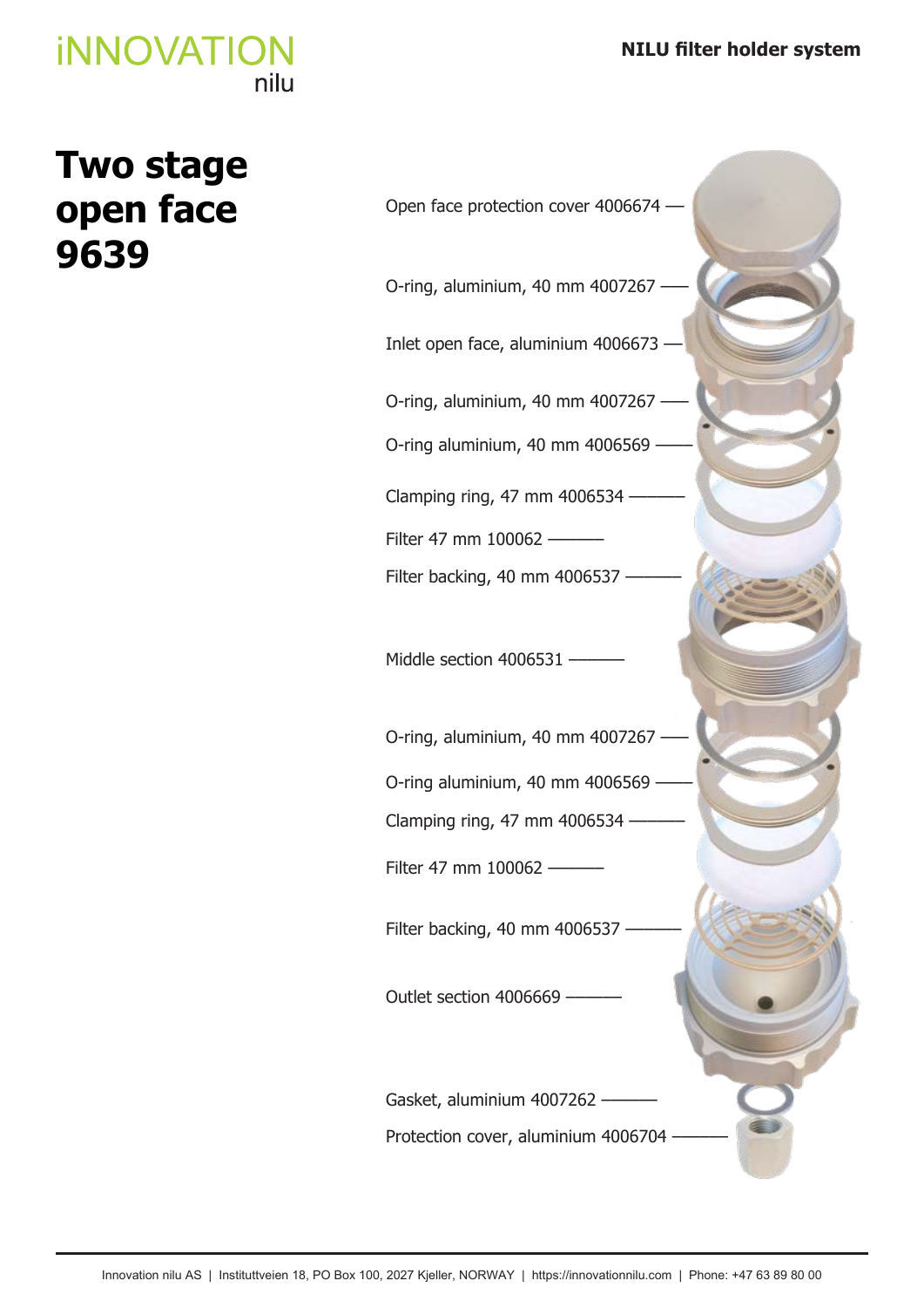# Two stage open face 9639

Open face protection cover 4006674

O-ring, aluminium, 40 mm 4007267

Inlet open face, aluminium 4006673

O-ring, aluminium, 40 mm 4007267

O-ring aluminium, 40 mm 4006569

Clamping ring, 47 mm 4006534

Filter 47 mm 100062

Filter backing, 40 mm 4006537

Middle section 4006531

O-ring, aluminium, 40 mm 4007267

O-ring aluminium, 40 mm 4006569

Clamping ring, 47 mm 4006534

Filter 47 mm 100062

Filter backing, 40 mm 4006537

Outlet section 4006669

Gasket, aluminium 4007262

Protection cover, aluminium 4006704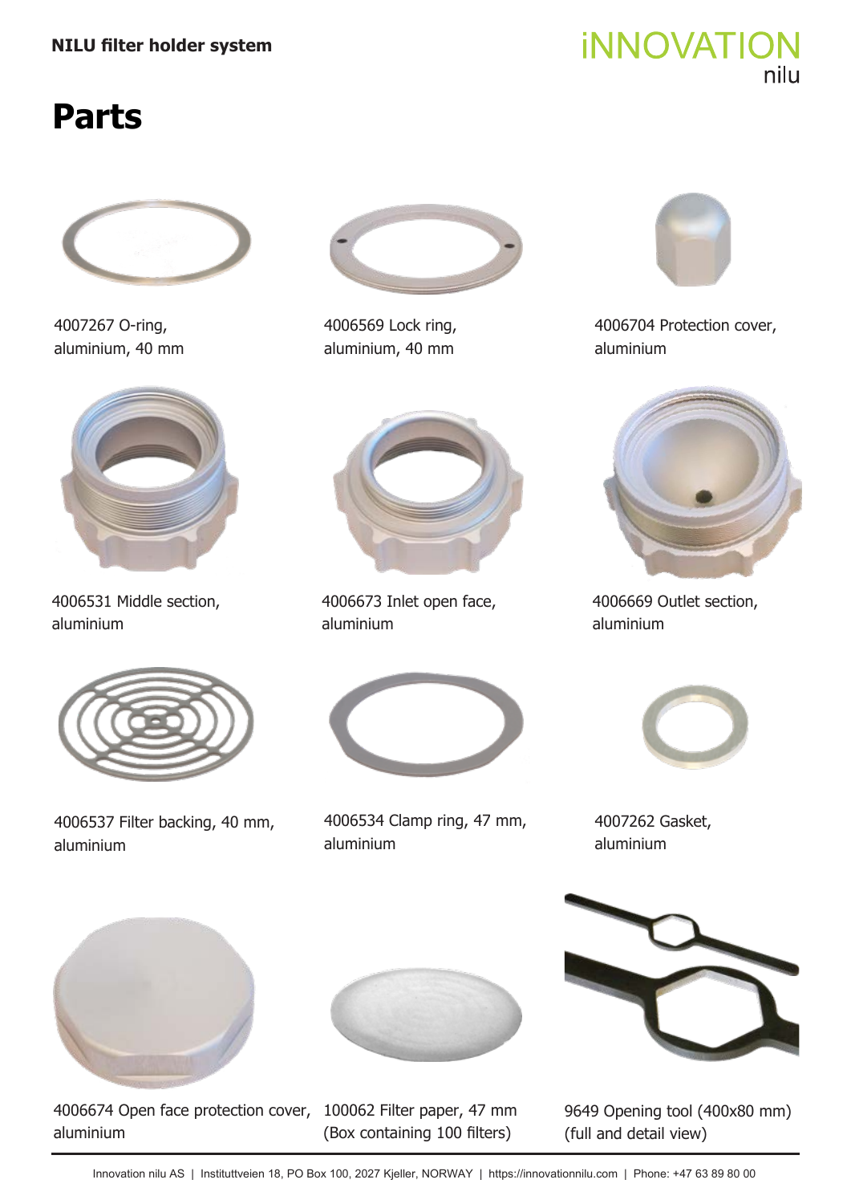# Parts

4007267 O-ring, aluminium, 40 mm

4006569 Lock ring, aluminium, 40 mm

4006704 Protection cover, aluminium

4006531 Middle section, aluminium

4006673 Inlet open face, aluminium

4006669 Outlet section, aluminium

4006537 Filter backing, 40 mm, aluminium

4006534 Clamp ring, 47 mm, aluminium

4007262 Gasket, aluminium

4006674 Open face protection cover, aluminium

100062 Filter paper, 47 mm (Box containing 100 filters)

9649 Opening tool (400x80 mm) (full and detail view)

Innovation nilu AS | Instituttveien 18, PO Box 100, 2027 Kjeller, NORWAY | https://innovationnilu.com | Phone: +47 63 89 80 00